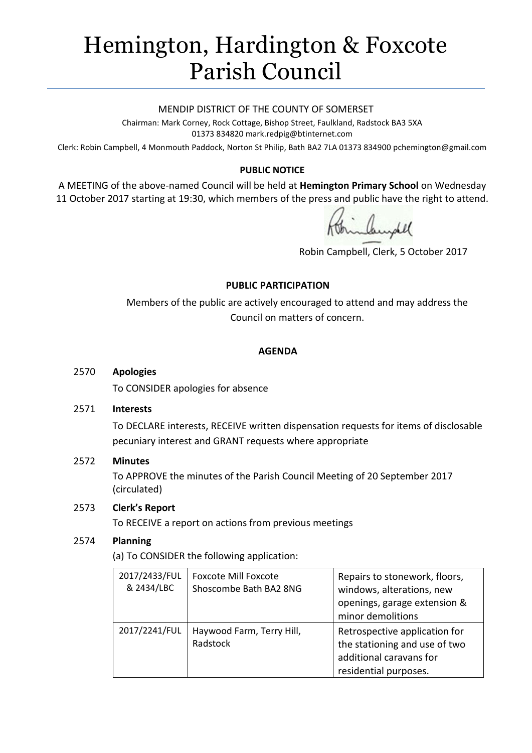# Hemington, Hardington & Foxcote Parish Council

MENDIP DISTRICT OF THE COUNTY OF SOMERSET

Chairman: Mark Corney, Rock Cottage, Bishop Street, Faulkland, Radstock BA3 5XA
01373 834820 mark.redpig@btinternet.com

Clerk: Robin Campbell, 4 Monmouth Paddock, Norton St Philip, Bath BA2 7LA 01373 834900 pchemington@gmail.com

**PUBLIC NOTICE**

A MEETING of the above-named Council will be held at **Hemington Primary School** on Wednesday 11 October 2017 starting at 19:30, which members of the press and public have the right to attend.

Robin Campbell, Clerk, 5 October 2017

**PUBLIC PARTICIPATION**

Members of the public are actively encouraged to attend and may address the Council on matters of concern.

**AGENDA**

2570 **Apologies**

To CONSIDER apologies for absence

2571 **Interests**

To DECLARE interests, RECEIVE written dispensation requests for items of disclosable pecuniary interest and GRANT requests where appropriate

2572 **Minutes**

To APPROVE the minutes of the Parish Council Meeting of 20 September 2017 (circulated)

2573 **Clerk's Report**

To RECEIVE a report on actions from previous meetings

2574 **Planning**

(a) To CONSIDER the following application:

| | | |
|---|---|---|
| 2017/2433/FUL & 2434/LBC | Foxcote Mill Foxcote Shoscombe Bath BA2 8NG | Repairs to stonework, floors, windows, alterations, new openings, garage extension & minor demolitions |
| 2017/2241/FUL | Haywood Farm, Terry Hill, Radstock | Retrospective application for the stationing and use of two additional caravans for residential purposes. |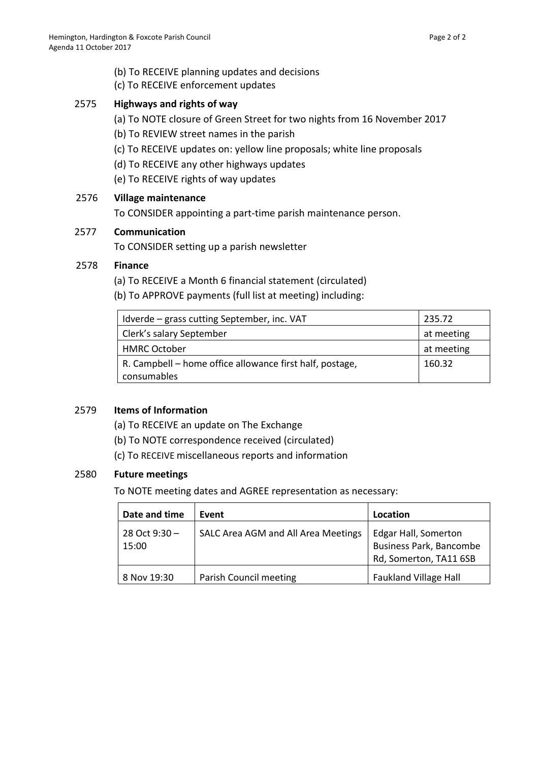(b) To RECEIVE planning updates and decisions

(c) To RECEIVE enforcement updates

**2575 Highways and rights of way**

(a) To NOTE closure of Green Street for two nights from 16 November 2017

(b) To REVIEW street names in the parish

(c) To RECEIVE updates on: yellow line proposals; white line proposals

(d) To RECEIVE any other highways updates

(e) To RECEIVE rights of way updates

**2576 Village maintenance**

To CONSIDER appointing a part-time parish maintenance person.

**2577 Communication**

To CONSIDER setting up a parish newsletter

**2578 Finance**

(a) To RECEIVE a Month 6 financial statement (circulated)

(b) To APPROVE payments (full list at meeting) including:

| | |
|---|---|
| Idverde – grass cutting September, inc. VAT | 235.72 |
| Clerk's salary September | at meeting |
| HMRC October | at meeting |
| R. Campbell – home office allowance first half, postage, consumables | 160.32 |

**2579 Items of Information**

(a) To RECEIVE an update on The Exchange

(b) To NOTE correspondence received (circulated)

(c) To RECEIVE miscellaneous reports and information

**2580 Future meetings**

To NOTE meeting dates and AGREE representation as necessary:

| Date and time | Event | Location |
|---|---|---|
| 28 Oct 9:30 – 15:00 | SALC Area AGM and All Area Meetings | Edgar Hall, Somerton Business Park, Bancombe Rd, Somerton, TA11 6SB |
| 8 Nov 19:30 | Parish Council meeting | Faukland Village Hall |